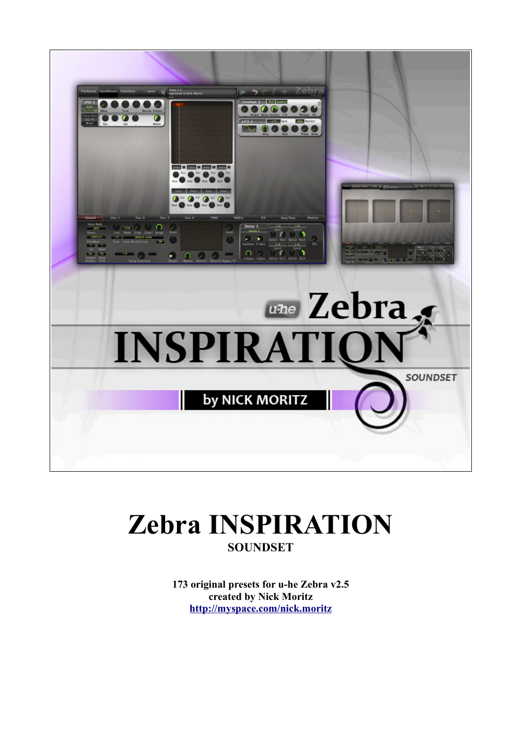# Zebra INSPIRATION

**SOUNDSET**

**173 original presets for u-he Zebra v2.5**
**created by Nick Moritz**
**http://myspace.com/nick.moritz**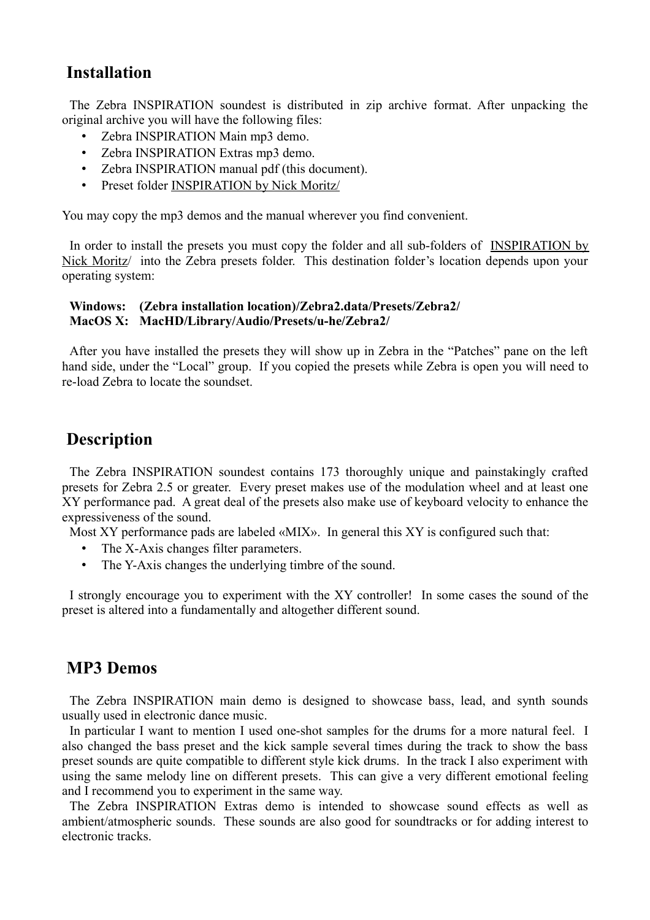## Installation

The Zebra INSPIRATION soundest is distributed in zip archive format. After unpacking the original archive you will have the following files:

- Zebra INSPIRATION Main mp3 demo.
- Zebra INSPIRATION Extras mp3 demo.
- Zebra INSPIRATION manual pdf (this document).
- Preset folder INSPIRATION by Nick Moritz/

You may copy the mp3 demos and the manual wherever you find convenient.

In order to install the presets you must copy the folder and all sub-folders of INSPIRATION by Nick Moritz/ into the Zebra presets folder. This destination folder's location depends upon your operating system:

**Windows: (Zebra installation location)/Zebra2.data/Presets/Zebra2/**
**MacOS X: MacHD/Library/Audio/Presets/u-he/Zebra2/**

After you have installed the presets they will show up in Zebra in the "Patches" pane on the left hand side, under the "Local" group. If you copied the presets while Zebra is open you will need to re-load Zebra to locate the soundset.

## Description

The Zebra INSPIRATION soundest contains 173 thoroughly unique and painstakingly crafted presets for Zebra 2.5 or greater. Every preset makes use of the modulation wheel and at least one XY performance pad. A great deal of the presets also make use of keyboard velocity to enhance the expressiveness of the sound.

Most XY performance pads are labeled «MIX». In general this XY is configured such that:

- The X-Axis changes filter parameters.
- The Y-Axis changes the underlying timbre of the sound.

I strongly encourage you to experiment with the XY controller! In some cases the sound of the preset is altered into a fundamentally and altogether different sound.

## MP3 Demos

The Zebra INSPIRATION main demo is designed to showcase bass, lead, and synth sounds usually used in electronic dance music.

In particular I want to mention I used one-shot samples for the drums for a more natural feel. I also changed the bass preset and the kick sample several times during the track to show the bass preset sounds are quite compatible to different style kick drums. In the track I also experiment with using the same melody line on different presets. This can give a very different emotional feeling and I recommend you to experiment in the same way.

The Zebra INSPIRATION Extras demo is intended to showcase sound effects as well as ambient/atmospheric sounds. These sounds are also good for soundtracks or for adding interest to electronic tracks.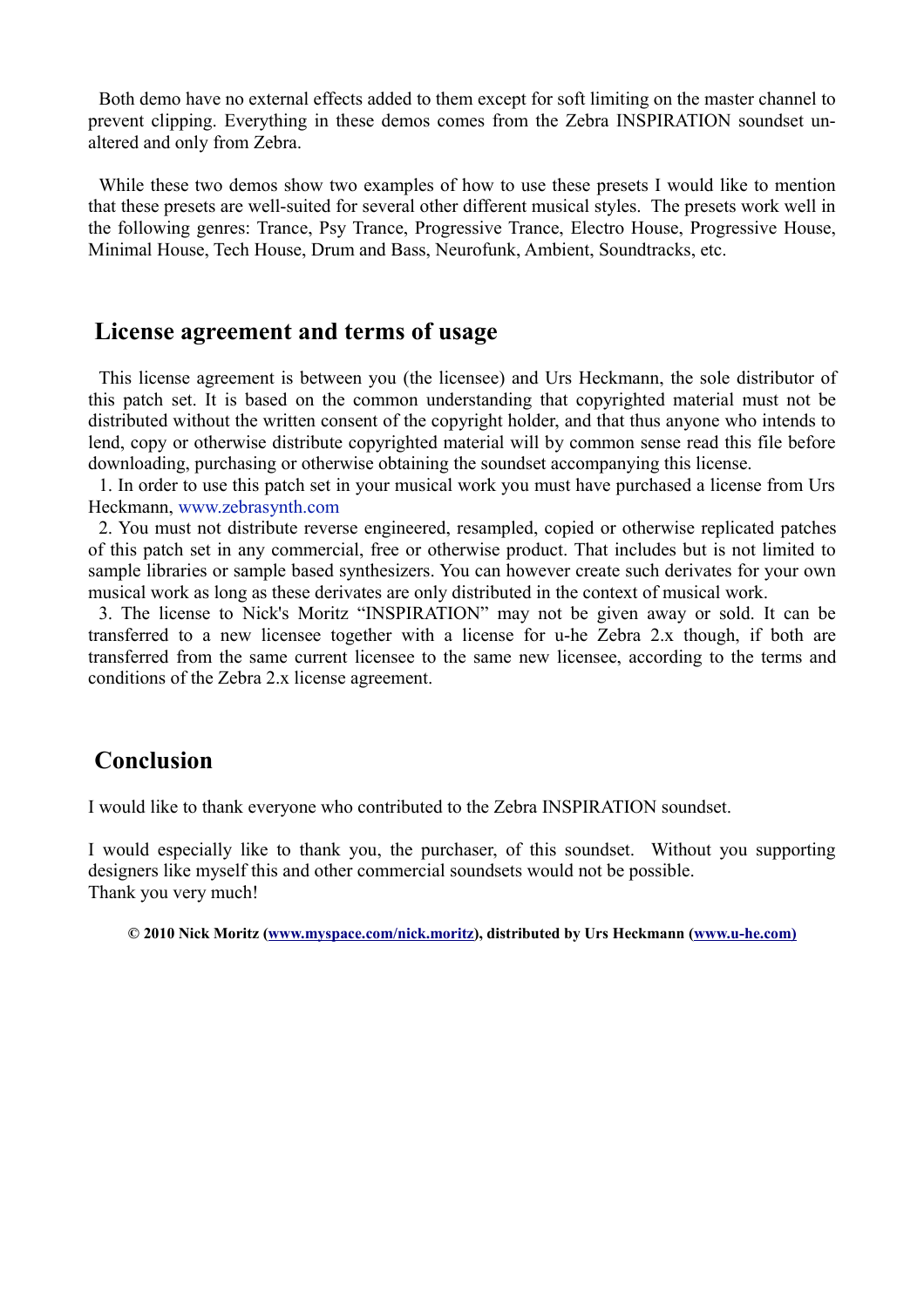Both demo have no external effects added to them except for soft limiting on the master channel to prevent clipping. Everything in these demos comes from the Zebra INSPIRATION soundset un-altered and only from Zebra.

While these two demos show two examples of how to use these presets I would like to mention that these presets are well-suited for several other different musical styles. The presets work well in the following genres: Trance, Psy Trance, Progressive Trance, Electro House, Progressive House, Minimal House, Tech House, Drum and Bass, Neurofunk, Ambient, Soundtracks, etc.

## License agreement and terms of usage

This license agreement is between you (the licensee) and Urs Heckmann, the sole distributor of this patch set. It is based on the common understanding that copyrighted material must not be distributed without the written consent of the copyright holder, and that thus anyone who intends to lend, copy or otherwise distribute copyrighted material will by common sense read this file before downloading, purchasing or otherwise obtaining the soundset accompanying this license.

1. In order to use this patch set in your musical work you must have purchased a license from Urs Heckmann, www.zebrasynth.com
2. You must not distribute reverse engineered, resampled, copied or otherwise replicated patches of this patch set in any commercial, free or otherwise product. That includes but is not limited to sample libraries or sample based synthesizers. You can however create such derivates for your own musical work as long as these derivates are only distributed in the context of musical work.
3. The license to Nick's Moritz "INSPIRATION" may not be given away or sold. It can be transferred to a new licensee together with a license for u-he Zebra 2.x though, if both are transferred from the same current licensee to the same new licensee, according to the terms and conditions of the Zebra 2.x license agreement.

## Conclusion

I would like to thank everyone who contributed to the Zebra INSPIRATION soundset.

I would especially like to thank you, the purchaser, of this soundset. Without you supporting designers like myself this and other commercial soundsets would not be possible.
Thank you very much!

**© 2010 Nick Moritz (www.myspace.com/nick.moritz), distributed by Urs Heckmann (www.u-he.com)**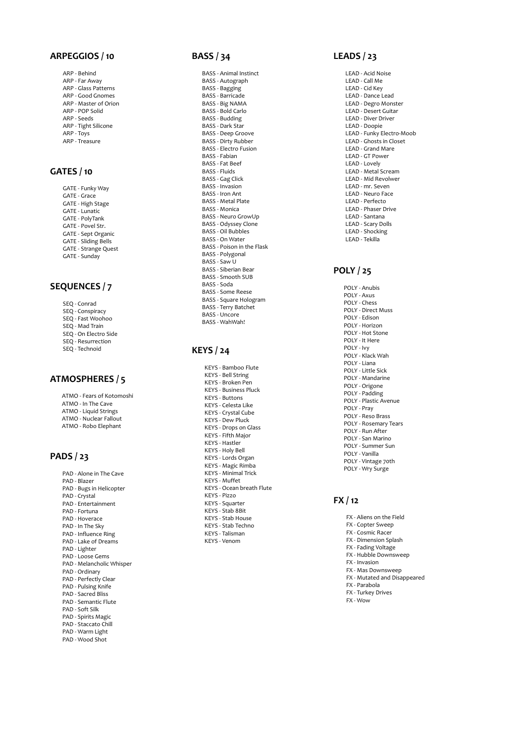## ARPEGGIOS / 10

- ARP - Behind
- ARP - Far Away
- ARP - Glass Patterns
- ARP - Good Gnomes
- ARP - Master of Orion
- ARP - POP Solid
- ARP - Seeds
- ARP - Tight Silicone
- ARP - Toys
- ARP - Treasure

## GATES / 10

- GATE - Funky Way
- GATE - Grace
- GATE - High Stage
- GATE - Lunatic
- GATE - PolyTank
- GATE - Povel Str.
- GATE - Sept Organic
- GATE - Sliding Bells
- GATE - Strange Quest
- GATE - Sunday

## SEQUENCES / 7

- SEQ - Conrad
- SEQ - Conspiracy
- SEQ - Fast Woohoo
- SEQ - Mad Train
- SEQ - On Electro Side
- SEQ - Resurrection
- SEQ - Technoid

## ATMOSPHERES / 5

- ATMO - Fears of Kotomoshi
- ATMO - In The Cave
- ATMO - Liquid Strings
- ATMO - Nuclear Fallout
- ATMO - Robo Elephant

## PADS / 23

- PAD - Alone in The Cave
- PAD - Blazer
- PAD - Bugs in Helicopter
- PAD - Crystal
- PAD - Entertainment
- PAD - Fortuna
- PAD - Hoverace
- PAD - In The Sky
- PAD - Influence Ring
- PAD - Lake of Dreams
- PAD - Lighter
- PAD - Loose Gems
- PAD - Melancholic Whisper
- PAD - Ordinary
- PAD - Perfectly Clear
- PAD - Pulsing Knife
- PAD - Sacred Bliss
- PAD - Semantic Flute
- PAD - Soft Silk
- PAD - Spirits Magic
- PAD - Staccato Chill
- PAD - Warm Light
- PAD - Wood Shot

## BASS / 34

- BASS - Animal Instinct
- BASS - Autograph
- BASS - Bagging
- BASS - Barricade
- BASS - Big NAMA
- BASS - Bold Carlo
- BASS - Budding
- BASS - Dark Star
- BASS - Deep Groove
- BASS - Dirty Rubber
- BASS - Electro Fusion
- BASS - Fabian
- BASS - Fat Beef
- BASS - Fluids
- BASS - Gag Click
- BASS - Invasion
- BASS - Iron Ant
- BASS - Metal Plate
- BASS - Monica
- BASS - Neuro GrowUp
- BASS - Odyssey Clone
- BASS - Oil Bubbles
- BASS - On Water
- BASS - Poison in the Flask
- BASS - Polygonal
- BASS - Saw U
- BASS - Siberian Bear
- BASS - Smooth SUB
- BASS - Soda
- BASS - Some Reese
- BASS - Square Hologram
- BASS - Terry Batchet
- BASS - Uncore
- BASS - WahWah!

## KEYS / 24

- KEYS - Bamboo Flute
- KEYS - Bell String
- KEYS - Broken Pen
- KEYS - Business Pluck
- KEYS - Buttons
- KEYS - Celesta Like
- KEYS - Crystal Cube
- KEYS - Dew Pluck
- KEYS - Drops on Glass
- KEYS - Fifth Major
- KEYS - Hastler
- KEYS - Holy Bell
- KEYS - Lords Organ
- KEYS - Magic Rimba
- KEYS - Minimal Trick
- KEYS - Muffet
- KEYS - Ocean breath Flute
- KEYS - Pizzo
- KEYS - Squarter
- KEYS - Stab 8Bit
- KEYS - Stab House
- KEYS - Stab Techno
- KEYS - Talisman
- KEYS - Venom

## LEADS / 23

- LEAD - Acid Noise
- LEAD - Call Me
- LEAD - Cid Key
- LEAD - Dance Lead
- LEAD - Degro Monster
- LEAD - Desert Guitar
- LEAD - Diver Driver
- LEAD - Doopie
- LEAD - Funky Electro-Moob
- LEAD - Ghosts in Closet
- LEAD - Grand Mare
- LEAD - GT Power
- LEAD - Lovely
- LEAD - Metal Scream
- LEAD - Mid Revolwer
- LEAD - mr. Seven
- LEAD - Neuro Face
- LEAD - Perfecto
- LEAD - Phaser Drive
- LEAD - Santana
- LEAD - Scary Dolls
- LEAD - Shocking
- LEAD - Tekilla

## POLY / 25

- POLY - Anubis
- POLY - Axus
- POLY - Chess
- POLY - Direct Muss
- POLY - Edison
- POLY - Horizon
- POLY - Hot Stone
- POLY - It Here
- POLY - Ivy
- POLY - Klack Wah
- POLY - Liana
- POLY - Little Sick
- POLY - Mandarine
- POLY - Origone
- POLY - Padding
- POLY - Plastic Avenue
- POLY - Pray
- POLY - Reso Brass
- POLY - Rosemary Tears
- POLY - Run After
- POLY - San Marino
- POLY - Summer Sun
- POLY - Vanilla
- POLY - Vintage 70th
- POLY - Wry Surge

## FX / 12

- FX - Aliens on the Field
- FX - Copter Sweep
- FX - Cosmic Racer
- FX - Dimension Splash
- FX - Fading Voltage
- FX - Hubble Downsweep
- FX - Invasion
- FX - Mas Downsweep
- FX - Mutated and Disappeared
- FX - Parabola
- FX - Turkey Drives
- FX - Wow